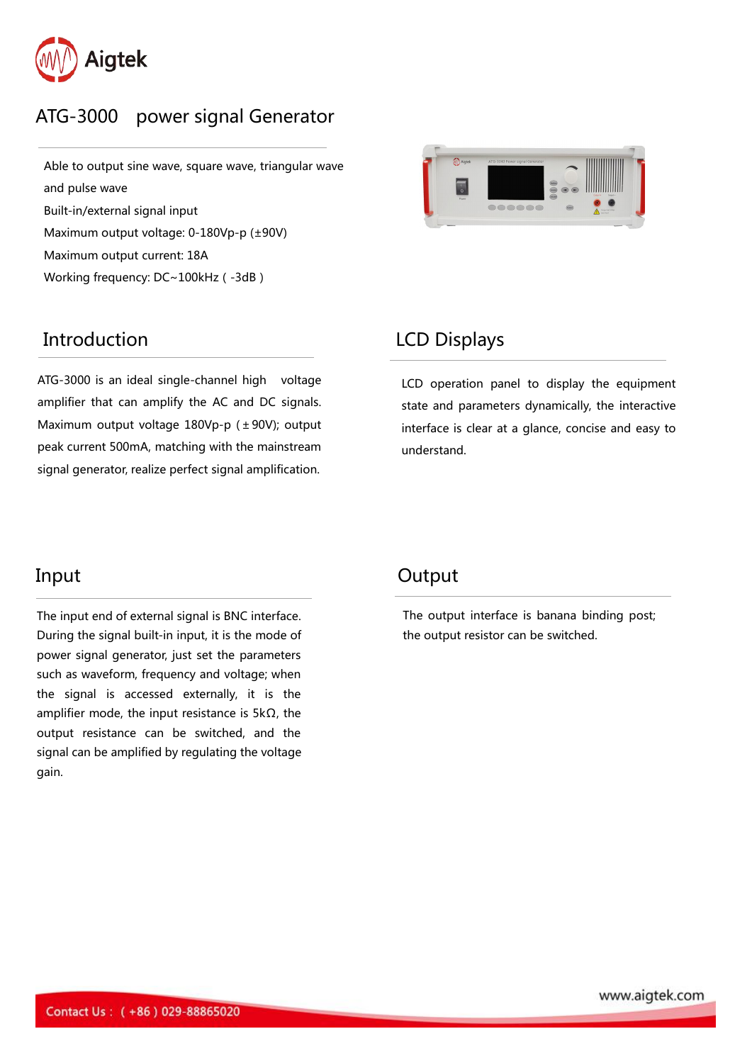# ATG-3000 power signal Generator

Able to output sine wave, square wave, triangular wave and pulse wave
Built-in/external signal input
Maximum output voltage: 0-180Vp-p (±90V)
Maximum output current: 18A
Working frequency: DC~100kHz ( -3dB )

## Introduction

ATG-3000 is an ideal single-channel high voltage amplifier that can amplify the AC and DC signals. Maximum output voltage 180Vp-p (±90V); output peak current 500mA, matching with the mainstream signal generator, realize perfect signal amplification.

## LCD Displays

LCD operation panel to display the equipment state and parameters dynamically, the interactive interface is clear at a glance, concise and easy to understand.

## Input

The input end of external signal is BNC interface. During the signal built-in input, it is the mode of power signal generator, just set the parameters such as waveform, frequency and voltage; when the signal is accessed externally, it is the amplifier mode, the input resistance is 5kΩ, the output resistance can be switched, and the signal can be amplified by regulating the voltage gain.

## Output

The output interface is banana binding post; the output resistor can be switched.

Contact Us：（+86）029-88865020

www.aigtek.com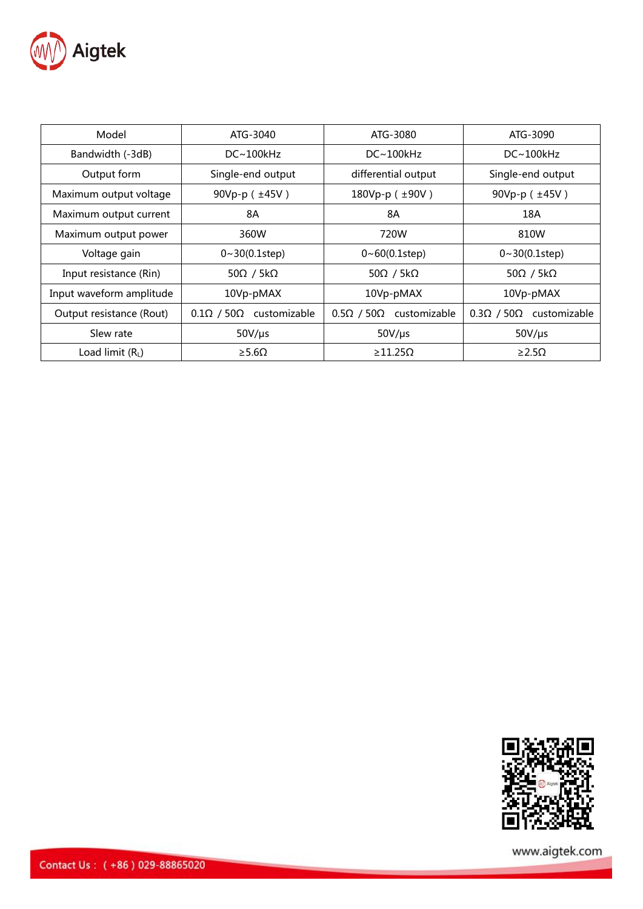| Model | ATG-3040 | ATG-3080 | ATG-3090 |
|---|---|---|---|
| Bandwidth (-3dB) | DC~100kHz | DC~100kHz | DC~100kHz |
| Output form | Single-end output | differential output | Single-end output |
| Maximum output voltage | 90Vp-p ( ±45V ) | 180Vp-p ( ±90V ) | 90Vp-p ( ±45V ) |
| Maximum output current | 8A | 8A | 18A |
| Maximum output power | 360W | 720W | 810W |
| Voltage gain | 0~30(0.1step) | 0~60(0.1step) | 0~30(0.1step) |
| Input resistance (Rin) | 50Ω / 5kΩ | 50Ω / 5kΩ | 50Ω / 5kΩ |
| Input waveform amplitude | 10Vp-pMAX | 10Vp-pMAX | 10Vp-pMAX |
| Output resistance (Rout) | 0.1Ω / 50Ω customizable | 0.5Ω / 50Ω customizable | 0.3Ω / 50Ω customizable |
| Slew rate | 50V/μs | 50V/μs | 50V/μs |
| Load limit ($R_L$) | ≥5.6Ω | ≥11.25Ω | ≥2.5Ω |